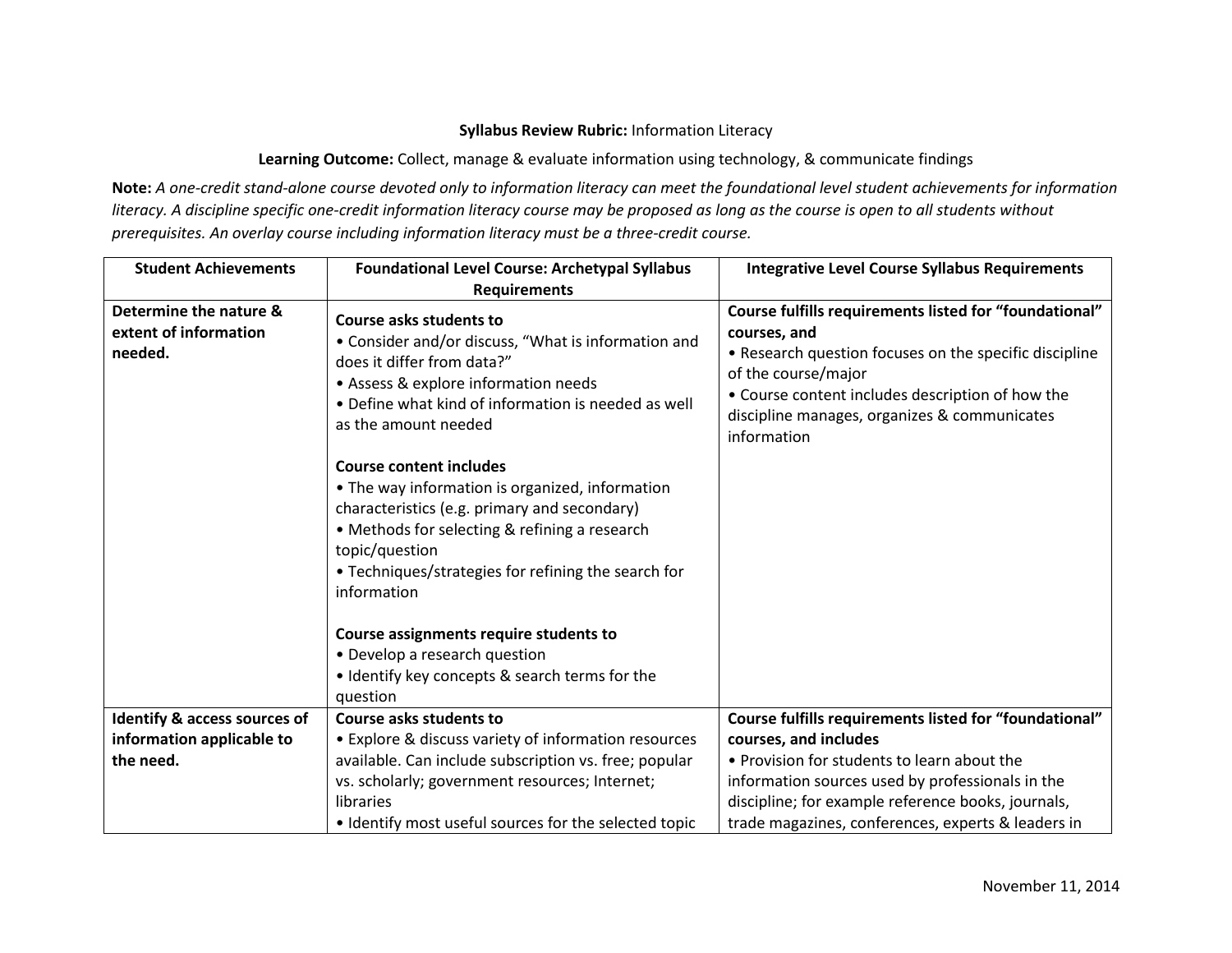**Syllabus Review Rubric:** Information Literacy

**Learning Outcome:** Collect, manage & evaluate information using technology, & communicate findings

**Note:** *A one-credit stand-alone course devoted only to information literacy can meet the foundational level student achievements for information literacy. A discipline specific one-credit information literacy course may be proposed as long as the course is open to all students without prerequisites. An overlay course including information literacy must be a three-credit course.*

| Student Achievements | Foundational Level Course: Archetypal Syllabus Requirements | Integrative Level Course Syllabus Requirements |
|---|---|---|
| **Determine the nature & extent of information needed.** | **Course asks students to**<br>• Consider and/or discuss, "What is information and does it differ from data?"<br>• Assess & explore information needs<br>• Define what kind of information is needed as well as the amount needed<br><br>**Course content includes**<br>• The way information is organized, information characteristics (e.g. primary and secondary)<br>• Methods for selecting & refining a research topic/question<br>• Techniques/strategies for refining the search for information<br><br>**Course assignments require students to**<br>• Develop a research question<br>• Identify key concepts & search terms for the question | **Course fulfills requirements listed for "foundational" courses, and**<br>• Research question focuses on the specific discipline of the course/major<br>• Course content includes description of how the discipline manages, organizes & communicates information |
| **Identify & access sources of information applicable to the need.** | **Course asks students to**<br>• Explore & discuss variety of information resources available. Can include subscription vs. free; popular vs. scholarly; government resources; Internet; libraries<br>• Identify most useful sources for the selected topic | **Course fulfills requirements listed for "foundational" courses, and includes**<br>• Provision for students to learn about the information sources used by professionals in the discipline; for example reference books, journals, trade magazines, conferences, experts & leaders in |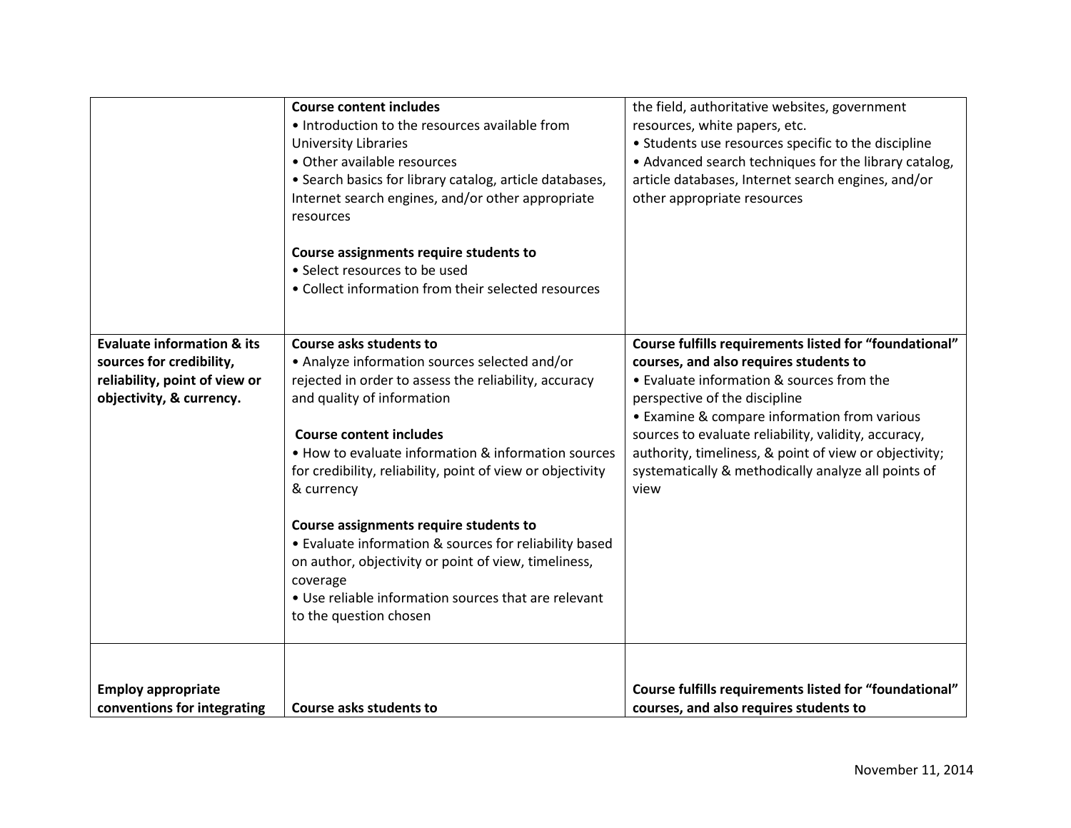| | | |
|---|---|---|
| | **Course content includes**<br>• Introduction to the resources available from University Libraries<br>• Other available resources<br>• Search basics for library catalog, article databases, Internet search engines, and/or other appropriate resources<br><br>**Course assignments require students to**<br>• Select resources to be used<br>• Collect information from their selected resources | the field, authoritative websites, government resources, white papers, etc.<br>• Students use resources specific to the discipline<br>• Advanced search techniques for the library catalog, article databases, Internet search engines, and/or other appropriate resources |
| **Evaluate information & its sources for credibility, reliability, point of view or objectivity, & currency.** | **Course asks students to**<br>• Analyze information sources selected and/or rejected in order to assess the reliability, accuracy and quality of information<br><br>**Course content includes**<br>• How to evaluate information & information sources for credibility, reliability, point of view or objectivity & currency<br><br>**Course assignments require students to**<br>• Evaluate information & sources for reliability based on author, objectivity or point of view, timeliness, coverage<br>• Use reliable information sources that are relevant to the question chosen | **Course fulfills requirements listed for "foundational" courses, and also requires students to**<br>• Evaluate information & sources from the perspective of the discipline<br>• Examine & compare information from various sources to evaluate reliability, validity, accuracy, authority, timeliness, & point of view or objectivity; systematically & methodically analyze all points of view |
| **Employ appropriate conventions for integrating** | **Course asks students to** | **Course fulfills requirements listed for "foundational" courses, and also requires students to** |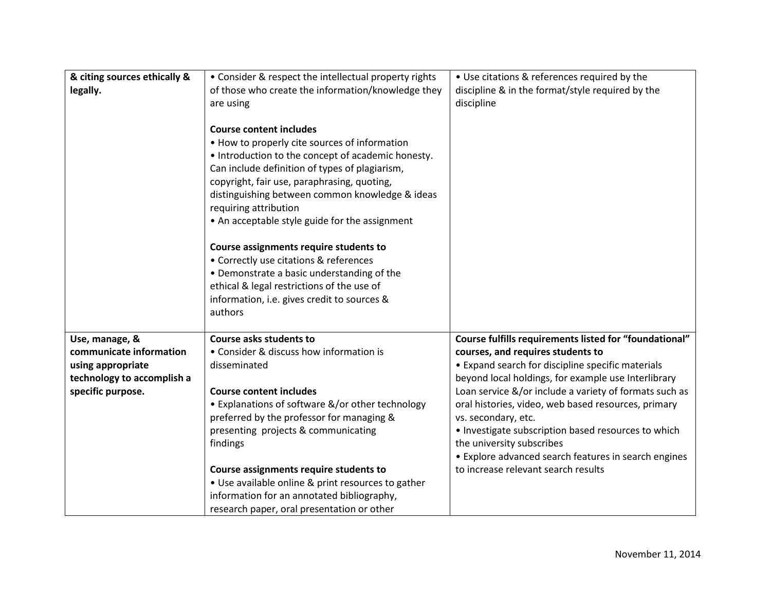| & citing sources ethically & legally. | • Consider & respect the intellectual property rights of those who create the information/knowledge they are using<br><br>**Course content includes**<br>• How to properly cite sources of information<br>• Introduction to the concept of academic honesty. Can include definition of types of plagiarism, copyright, fair use, paraphrasing, quoting, distinguishing between common knowledge & ideas requiring attribution<br>• An acceptable style guide for the assignment<br><br>**Course assignments require students to**<br>• Correctly use citations & references<br>• Demonstrate a basic understanding of the ethical & legal restrictions of the use of information, i.e. gives credit to sources & authors | • Use citations & references required by the discipline & in the format/style required by the discipline |
|---|---|---|
| **Use, manage, & communicate information using appropriate technology to accomplish a specific purpose.** | **Course asks students to**<br>• Consider & discuss how information is disseminated<br><br>**Course content includes**<br>• Explanations of software &/or other technology preferred by the professor for managing & presenting projects & communicating findings<br><br>**Course assignments require students to**<br>• Use available online & print resources to gather information for an annotated bibliography, research paper, oral presentation or other | **Course fulfills requirements listed for "foundational" courses, and requires students to**<br>• Expand search for discipline specific materials beyond local holdings, for example use Interlibrary Loan service &/or include a variety of formats such as oral histories, video, web based resources, primary vs. secondary, etc.<br>• Investigate subscription based resources to which the university subscribes<br>• Explore advanced search features in search engines to increase relevant search results |

November 11, 2014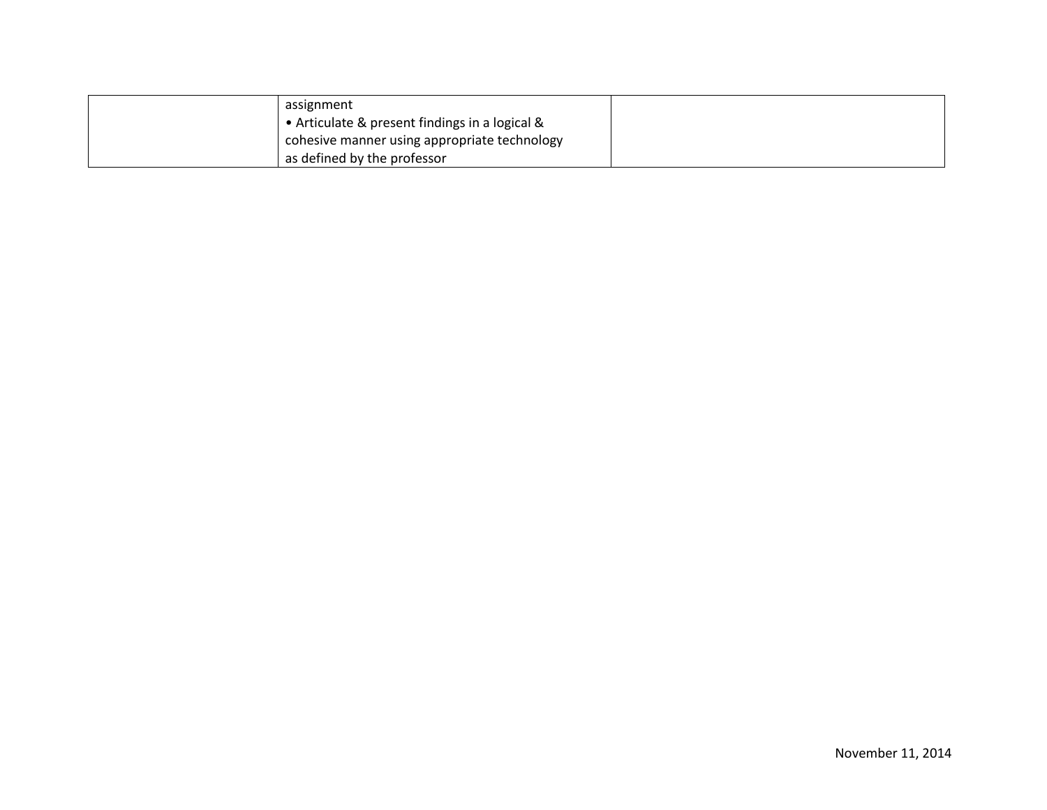| | | |
|---|---|---|
| | assignment<br>• Articulate & present findings in a logical & cohesive manner using appropriate technology as defined by the professor | |

November 11, 2014